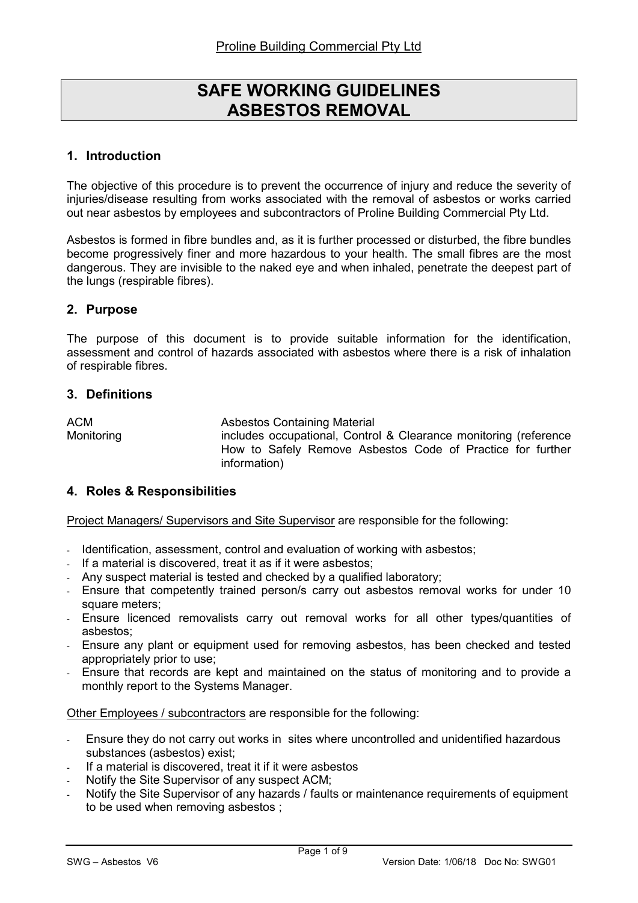Proline Building Commercial Pty Ltd

# SAFE WORKING GUIDELINES ASBESTOS REMOVAL

## 1. Introduction

The objective of this procedure is to prevent the occurrence of injury and reduce the severity of injuries/disease resulting from works associated with the removal of asbestos or works carried out near asbestos by employees and subcontractors of Proline Building Commercial Pty Ltd.

Asbestos is formed in fibre bundles and, as it is further processed or disturbed, the fibre bundles become progressively finer and more hazardous to your health. The small fibres are the most dangerous. They are invisible to the naked eye and when inhaled, penetrate the deepest part of the lungs (respirable fibres).

## 2. Purpose

The purpose of this document is to provide suitable information for the identification, assessment and control of hazards associated with asbestos where there is a risk of inhalation of respirable fibres.

## 3. Definitions

| | |
|---|---|
| ACM | Asbestos Containing Material |
| Monitoring | includes occupational, Control & Clearance monitoring (reference How to Safely Remove Asbestos Code of Practice for further information) |

## 4. Roles & Responsibilities

Project Managers/ Supervisors and Site Supervisor are responsible for the following:

- Identification, assessment, control and evaluation of working with asbestos;
- If a material is discovered, treat it as if it were asbestos;
- Any suspect material is tested and checked by a qualified laboratory;
- Ensure that competently trained person/s carry out asbestos removal works for under 10 square meters;
- Ensure licenced removalists carry out removal works for all other types/quantities of asbestos;
- Ensure any plant or equipment used for removing asbestos, has been checked and tested appropriately prior to use;
- Ensure that records are kept and maintained on the status of monitoring and to provide a monthly report to the Systems Manager.

Other Employees / subcontractors are responsible for the following:

- Ensure they do not carry out works in sites where uncontrolled and unidentified hazardous substances (asbestos) exist;
- If a material is discovered, treat it if it were asbestos
- Notify the Site Supervisor of any suspect ACM;
- Notify the Site Supervisor of any hazards / faults or maintenance requirements of equipment to be used when removing asbestos ;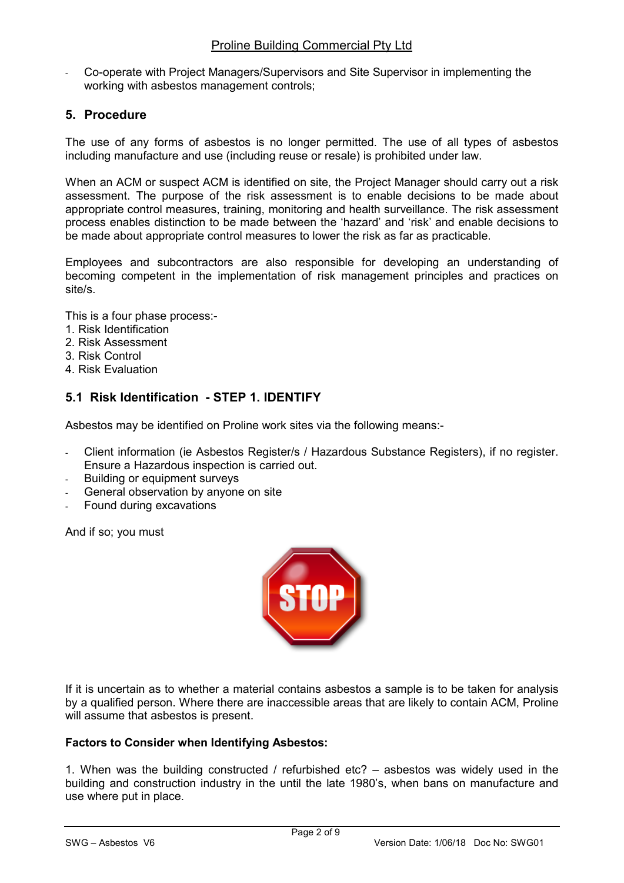- Co-operate with Project Managers/Supervisors and Site Supervisor in implementing the working with asbestos management controls;

## 5. Procedure

The use of any forms of asbestos is no longer permitted. The use of all types of asbestos including manufacture and use (including reuse or resale) is prohibited under law.

When an ACM or suspect ACM is identified on site, the Project Manager should carry out a risk assessment. The purpose of the risk assessment is to enable decisions to be made about appropriate control measures, training, monitoring and health surveillance. The risk assessment process enables distinction to be made between the 'hazard' and 'risk' and enable decisions to be made about appropriate control measures to lower the risk as far as practicable.

Employees and subcontractors are also responsible for developing an understanding of becoming competent in the implementation of risk management principles and practices on site/s.

This is a four phase process:-

1. Risk Identification
2. Risk Assessment
3. Risk Control
4. Risk Evaluation

### 5.1 Risk Identification - STEP 1. IDENTIFY

Asbestos may be identified on Proline work sites via the following means:-

- Client information (ie Asbestos Register/s / Hazardous Substance Registers), if no register. Ensure a Hazardous inspection is carried out.
- Building or equipment surveys
- General observation by anyone on site
- Found during excavations

And if so; you must

STOP

If it is uncertain as to whether a material contains asbestos a sample is to be taken for analysis by a qualified person. Where there are inaccessible areas that are likely to contain ACM, Proline will assume that asbestos is present.

**Factors to Consider when Identifying Asbestos:**

1. When was the building constructed / refurbished etc? – asbestos was widely used in the building and construction industry in the until the late 1980's, when bans on manufacture and use where put in place.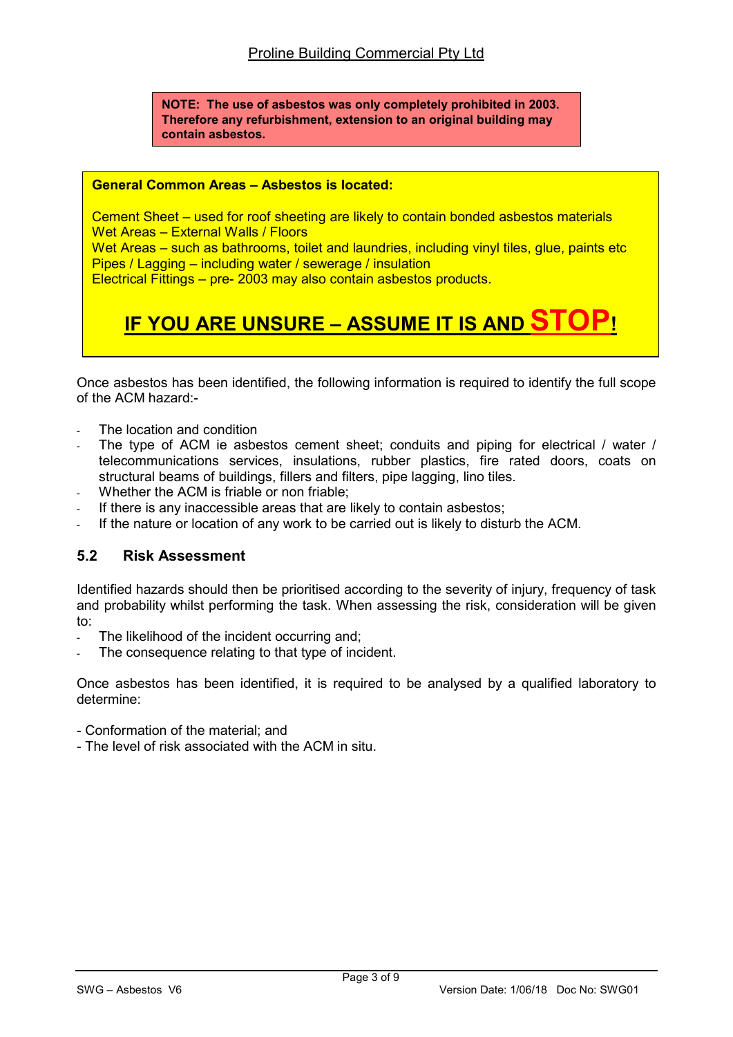**NOTE: The use of asbestos was only completely prohibited in 2003. Therefore any refurbishment, extension to an original building may contain asbestos.**

**General Common Areas – Asbestos is located:**

Cement Sheet – used for roof sheeting are likely to contain bonded asbestos materials
Wet Areas – External Walls / Floors
Wet Areas – such as bathrooms, toilet and laundries, including vinyl tiles, glue, paints etc
Pipes / Lagging – including water / sewerage / insulation
Electrical Fittings – pre- 2003 may also contain asbestos products.

**IF YOU ARE UNSURE – ASSUME IT IS AND STOP!**

Once asbestos has been identified, the following information is required to identify the full scope of the ACM hazard:-

- The location and condition
- The type of ACM ie asbestos cement sheet; conduits and piping for electrical / water / telecommunications services, insulations, rubber plastics, fire rated doors, coats on structural beams of buildings, fillers and filters, pipe lagging, lino tiles.
- Whether the ACM is friable or non friable;
- If there is any inaccessible areas that are likely to contain asbestos;
- If the nature or location of any work to be carried out is likely to disturb the ACM.

### 5.2 Risk Assessment

Identified hazards should then be prioritised according to the severity of injury, frequency of task and probability whilst performing the task. When assessing the risk, consideration will be given to:

- The likelihood of the incident occurring and;
- The consequence relating to that type of incident.

Once asbestos has been identified, it is required to be analysed by a qualified laboratory to determine:

- Conformation of the material; and
- The level of risk associated with the ACM in situ.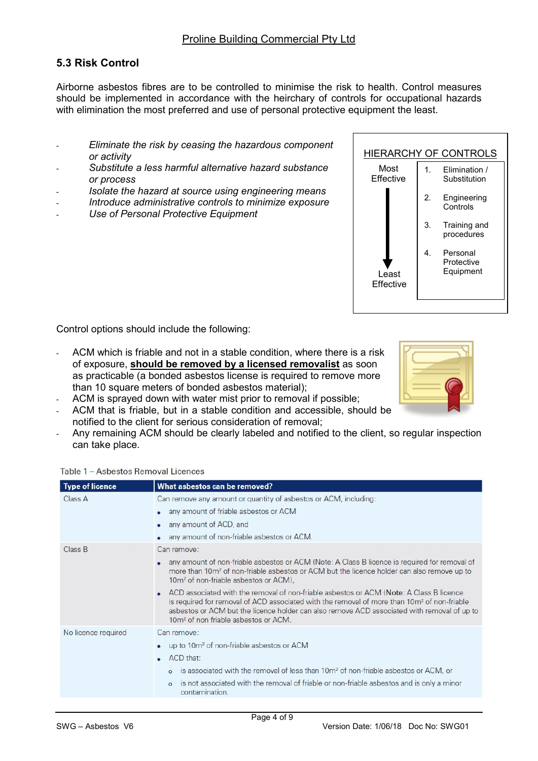## 5.3 Risk Control

Airborne asbestos fibres are to be controlled to minimise the risk to health. Control measures should be implemented in accordance with the heirchary of controls for occupational hazards with elimination the most preferred and use of personal protective equipment the least.

- *Eliminate the risk by ceasing the hazardous component or activity*
- *Substitute a less harmful alternative hazard substance or process*
- *Isolate the hazard at source using engineering means*
- *Introduce administrative controls to minimize exposure*
- *Use of Personal Protective Equipment*

**HIERARCHY OF CONTROLS**

Most Effective → Least Effective

1. Elimination / Substitution
2. Engineering Controls
3. Training and procedures
4. Personal Protective Equipment

Control options should include the following:

- ACM which is friable and not in a stable condition, where there is a risk of exposure, **should be removed by a licensed removalist** as soon as practicable (a bonded asbestos license is required to remove more than 10 square meters of bonded asbestos material);
- ACM is sprayed down with water mist prior to removal if possible;
- ACM that is friable, but in a stable condition and accessible, should be notified to the client for serious consideration of removal;
- Any remaining ACM should be clearly labeled and notified to the client, so regular inspection can take place.

Table 1 – Asbestos Removal Licences

| Type of licence | What asbestos can be removed? |
|---|---|
| Class A | Can remove any amount or quantity of asbestos or ACM, including:<br>• any amount of friable asbestos or ACM<br>• any amount of ACD, and<br>• any amount of non-friable asbestos or ACM. |
| Class B | Can remove:<br>• any amount of non-friable asbestos or ACM (Note: A Class B licence is required for removal of more than 10m² of non-friable asbestos or ACM but the licence holder can also remove up to 10m² of non-friable asbestos or ACM).<br>• ACD associated with the removal of non-friable asbestos or ACM (**Note**: A Class B licence is required for removal of ACD associated with the removal of more than 10m² of non-friable asbestos or ACM but the licence holder can also remove ACD associated with removal of up to 10m² of non friable asbestos or ACM. |
| No licence required | Can remove:<br>• up to 10m² of non-friable asbestos or ACM<br>• ACD that:<br>  o is associated with the removal of less than 10m² of non-friable asbestos or ACM, or<br>  o is not associated with the removal of friable or non-friable asbestos and is only a minor contamination. |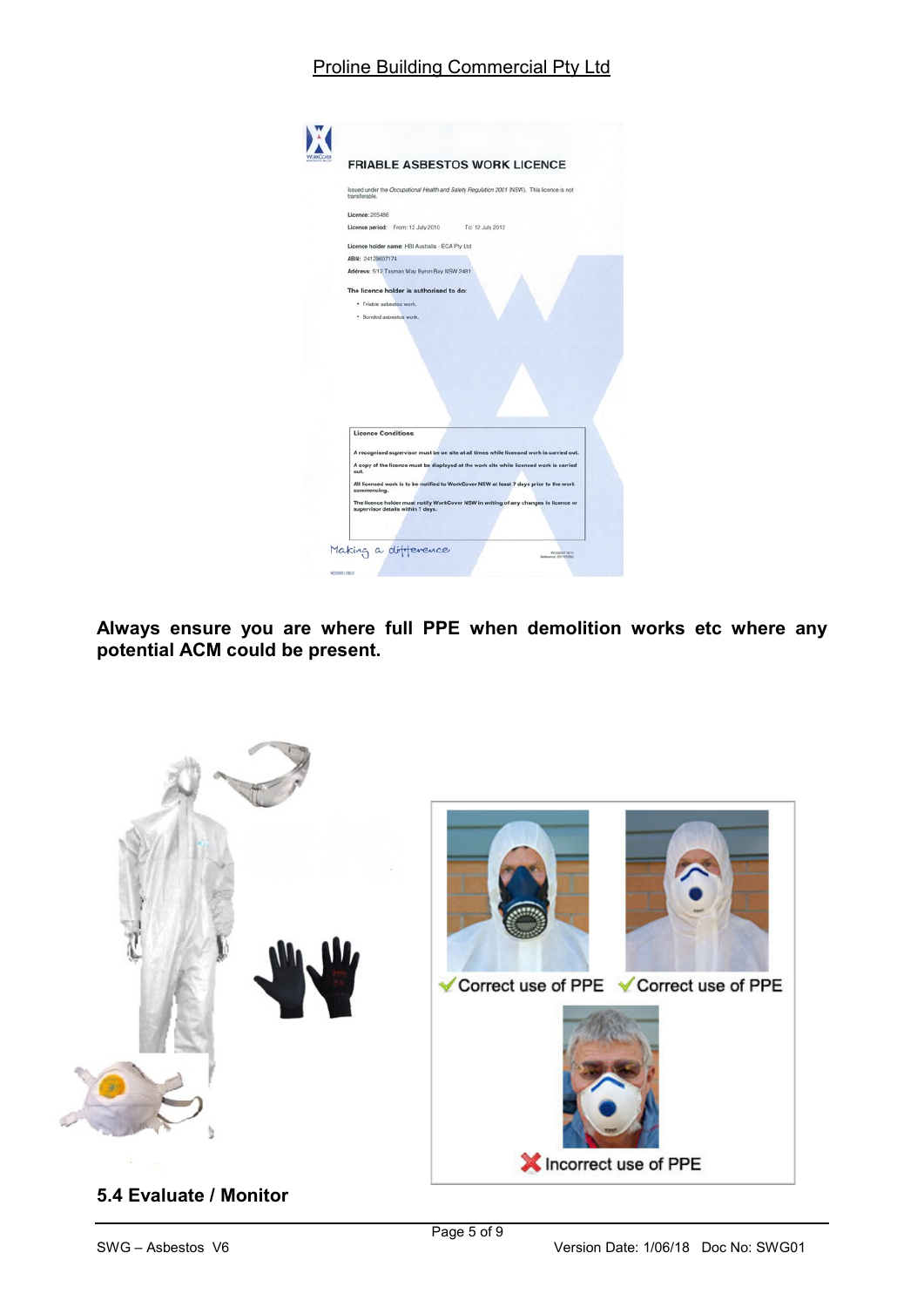Proline Building Commercial Pty Ltd

FRIABLE ASBESTOS WORK LICENCE

Issued under the *Occupational Health and Safety Regulation 2001* (NSW). This licence is not transferable.

Licence: 205486

Licence period: From: 12 July 2010 To: 12 July 2012

Licence holder name: HBI Australia - ECA Pty Ltd

ABN: 24129607174

Address: 5/12 Tasman Way Byron Bay NSW 2481

The licence holder is authorised to do:

- Friable asbestos work.
- Bonded asbestos work.

**Licence Conditions**

A recognised supervisor must be on site at all times while licensed work is carried out.

A copy of the licence must be displayed at the work site while licensed work is carried out.

All licensed work is to be notified to WorkCover NSW at least 7 days prior to the work commencing.

The licence holder must notify WorkCover NSW in writing of any changes in licence or supervisor details within 7 days.

Making a difference

**Always ensure you are where full PPE when demolition works etc where any potential ACM could be present.**

✔ Correct use of PPE ✔ Correct use of PPE

✘ Incorrect use of PPE

### 5.4 Evaluate / Monitor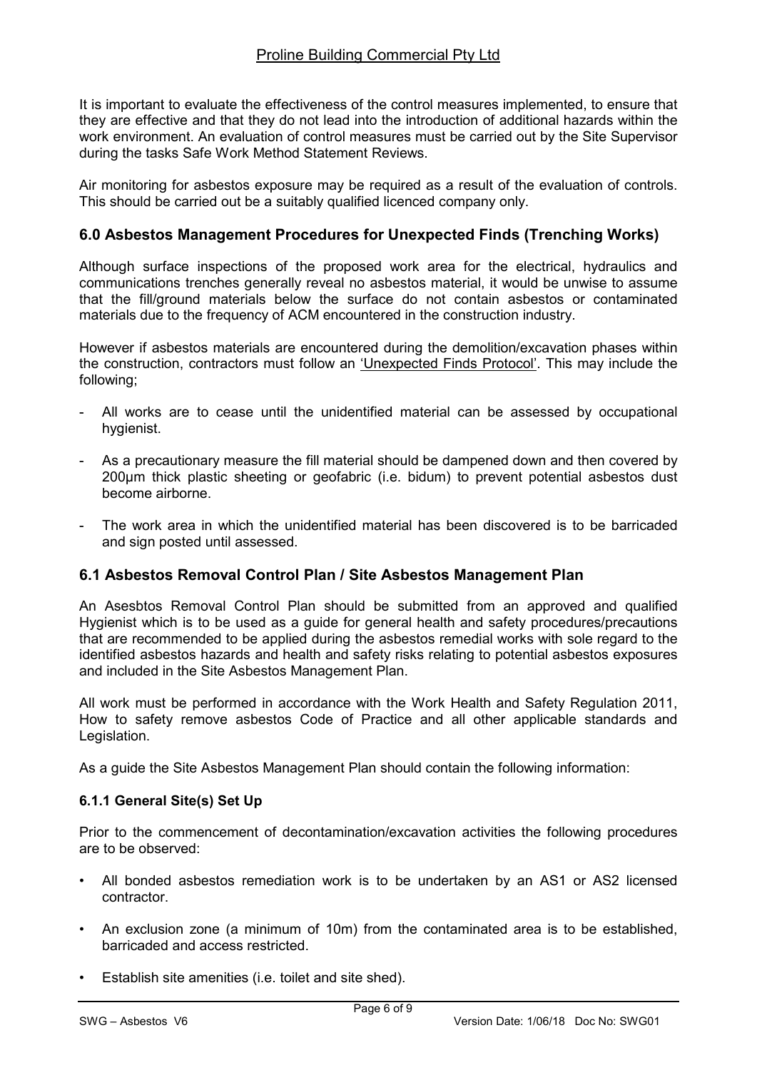It is important to evaluate the effectiveness of the control measures implemented, to ensure that they are effective and that they do not lead into the introduction of additional hazards within the work environment. An evaluation of control measures must be carried out by the Site Supervisor during the tasks Safe Work Method Statement Reviews.

Air monitoring for asbestos exposure may be required as a result of the evaluation of controls. This should be carried out be a suitably qualified licenced company only.

## 6.0 Asbestos Management Procedures for Unexpected Finds (Trenching Works)

Although surface inspections of the proposed work area for the electrical, hydraulics and communications trenches generally reveal no asbestos material, it would be unwise to assume that the fill/ground materials below the surface do not contain asbestos or contaminated materials due to the frequency of ACM encountered in the construction industry.

However if asbestos materials are encountered during the demolition/excavation phases within the construction, contractors must follow an 'Unexpected Finds Protocol'. This may include the following;

- All works are to cease until the unidentified material can be assessed by occupational hygienist.
- As a precautionary measure the fill material should be dampened down and then covered by 200μm thick plastic sheeting or geofabric (i.e. bidum) to prevent potential asbestos dust become airborne.
- The work area in which the unidentified material has been discovered is to be barricaded and sign posted until assessed.

## 6.1 Asbestos Removal Control Plan / Site Asbestos Management Plan

An Asesbtos Removal Control Plan should be submitted from an approved and qualified Hygienist which is to be used as a guide for general health and safety procedures/precautions that are recommended to be applied during the asbestos remedial works with sole regard to the identified asbestos hazards and health and safety risks relating to potential asbestos exposures and included in the Site Asbestos Management Plan.

All work must be performed in accordance with the Work Health and Safety Regulation 2011, How to safety remove asbestos Code of Practice and all other applicable standards and Legislation.

As a guide the Site Asbestos Management Plan should contain the following information:

### 6.1.1 General Site(s) Set Up

Prior to the commencement of decontamination/excavation activities the following procedures are to be observed:

- All bonded asbestos remediation work is to be undertaken by an AS1 or AS2 licensed contractor.
- An exclusion zone (a minimum of 10m) from the contaminated area is to be established, barricaded and access restricted.
- Establish site amenities (i.e. toilet and site shed).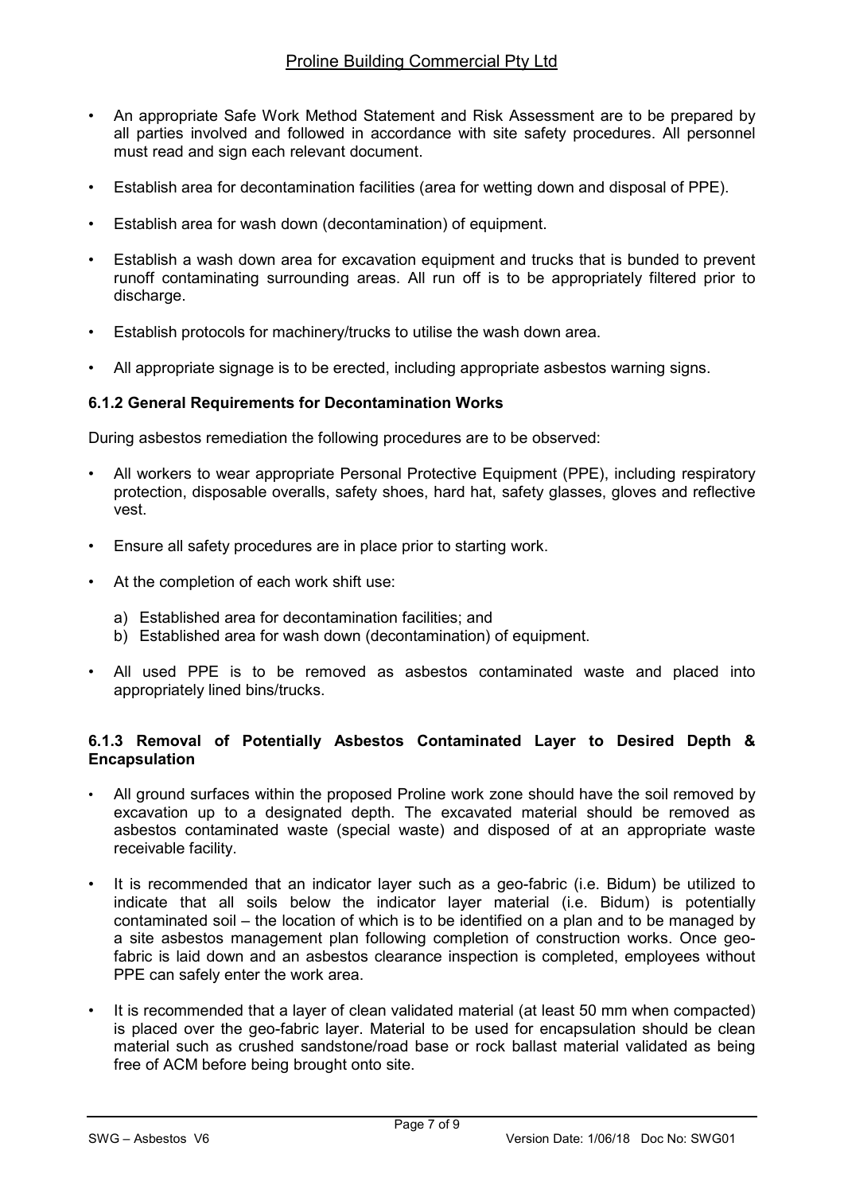- An appropriate Safe Work Method Statement and Risk Assessment are to be prepared by all parties involved and followed in accordance with site safety procedures. All personnel must read and sign each relevant document.
- Establish area for decontamination facilities (area for wetting down and disposal of PPE).
- Establish area for wash down (decontamination) of equipment.
- Establish a wash down area for excavation equipment and trucks that is bunded to prevent runoff contaminating surrounding areas. All run off is to be appropriately filtered prior to discharge.
- Establish protocols for machinery/trucks to utilise the wash down area.
- All appropriate signage is to be erected, including appropriate asbestos warning signs.

### 6.1.2 General Requirements for Decontamination Works

During asbestos remediation the following procedures are to be observed:

- All workers to wear appropriate Personal Protective Equipment (PPE), including respiratory protection, disposable overalls, safety shoes, hard hat, safety glasses, gloves and reflective vest.
- Ensure all safety procedures are in place prior to starting work.
- At the completion of each work shift use:
  a) Established area for decontamination facilities; and
  b) Established area for wash down (decontamination) of equipment.
- All used PPE is to be removed as asbestos contaminated waste and placed into appropriately lined bins/trucks.

### 6.1.3 Removal of Potentially Asbestos Contaminated Layer to Desired Depth & Encapsulation

- All ground surfaces within the proposed Proline work zone should have the soil removed by excavation up to a designated depth. The excavated material should be removed as asbestos contaminated waste (special waste) and disposed of at an appropriate waste receivable facility.
- It is recommended that an indicator layer such as a geo-fabric (i.e. Bidum) be utilized to indicate that all soils below the indicator layer material (i.e. Bidum) is potentially contaminated soil – the location of which is to be identified on a plan and to be managed by a site asbestos management plan following completion of construction works. Once geo-fabric is laid down and an asbestos clearance inspection is completed, employees without PPE can safely enter the work area.
- It is recommended that a layer of clean validated material (at least 50 mm when compacted) is placed over the geo-fabric layer. Material to be used for encapsulation should be clean material such as crushed sandstone/road base or rock ballast material validated as being free of ACM before being brought onto site.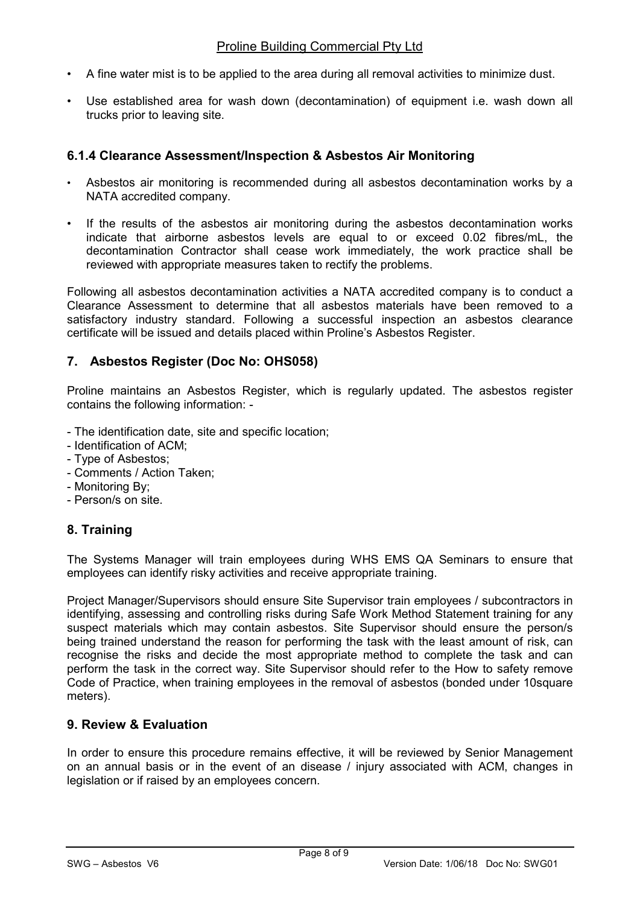- A fine water mist is to be applied to the area during all removal activities to minimize dust.
- Use established area for wash down (decontamination) of equipment i.e. wash down all trucks prior to leaving site.

### 6.1.4 Clearance Assessment/Inspection & Asbestos Air Monitoring

- Asbestos air monitoring is recommended during all asbestos decontamination works by a NATA accredited company.
- If the results of the asbestos air monitoring during the asbestos decontamination works indicate that airborne asbestos levels are equal to or exceed 0.02 fibres/mL, the decontamination Contractor shall cease work immediately, the work practice shall be reviewed with appropriate measures taken to rectify the problems.

Following all asbestos decontamination activities a NATA accredited company is to conduct a Clearance Assessment to determine that all asbestos materials have been removed to a satisfactory industry standard. Following a successful inspection an asbestos clearance certificate will be issued and details placed within Proline's Asbestos Register.

## 7. Asbestos Register (Doc No: OHS058)

Proline maintains an Asbestos Register, which is regularly updated. The asbestos register contains the following information: -

- The identification date, site and specific location;
- Identification of ACM;
- Type of Asbestos;
- Comments / Action Taken;
- Monitoring By;
- Person/s on site.

## 8. Training

The Systems Manager will train employees during WHS EMS QA Seminars to ensure that employees can identify risky activities and receive appropriate training.

Project Manager/Supervisors should ensure Site Supervisor train employees / subcontractors in identifying, assessing and controlling risks during Safe Work Method Statement training for any suspect materials which may contain asbestos. Site Supervisor should ensure the person/s being trained understand the reason for performing the task with the least amount of risk, can recognise the risks and decide the most appropriate method to complete the task and can perform the task in the correct way. Site Supervisor should refer to the How to safety remove Code of Practice, when training employees in the removal of asbestos (bonded under 10square meters).

## 9. Review & Evaluation

In order to ensure this procedure remains effective, it will be reviewed by Senior Management on an annual basis or in the event of an disease / injury associated with ACM, changes in legislation or if raised by an employees concern.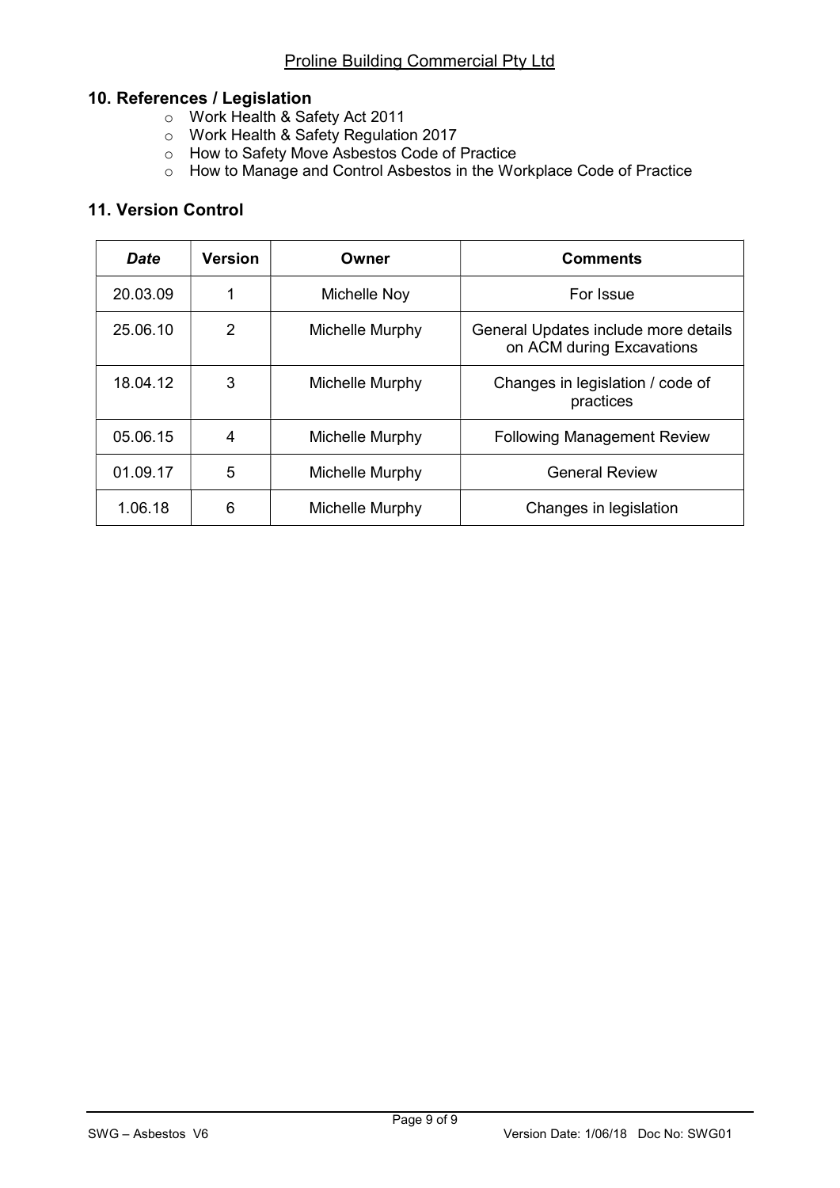## 10. References / Legislation

- Work Health & Safety Act 2011
- Work Health & Safety Regulation 2017
- How to Safety Move Asbestos Code of Practice
- How to Manage and Control Asbestos in the Workplace Code of Practice

## 11. Version Control

| *Date* | Version | Owner | Comments |
|---|---|---|---|
| 20.03.09 | 1 | Michelle Noy | For Issue |
| 25.06.10 | 2 | Michelle Murphy | General Updates include more details on ACM during Excavations |
| 18.04.12 | 3 | Michelle Murphy | Changes in legislation / code of practices |
| 05.06.15 | 4 | Michelle Murphy | Following Management Review |
| 01.09.17 | 5 | Michelle Murphy | General Review |
| 1.06.18 | 6 | Michelle Murphy | Changes in legislation |